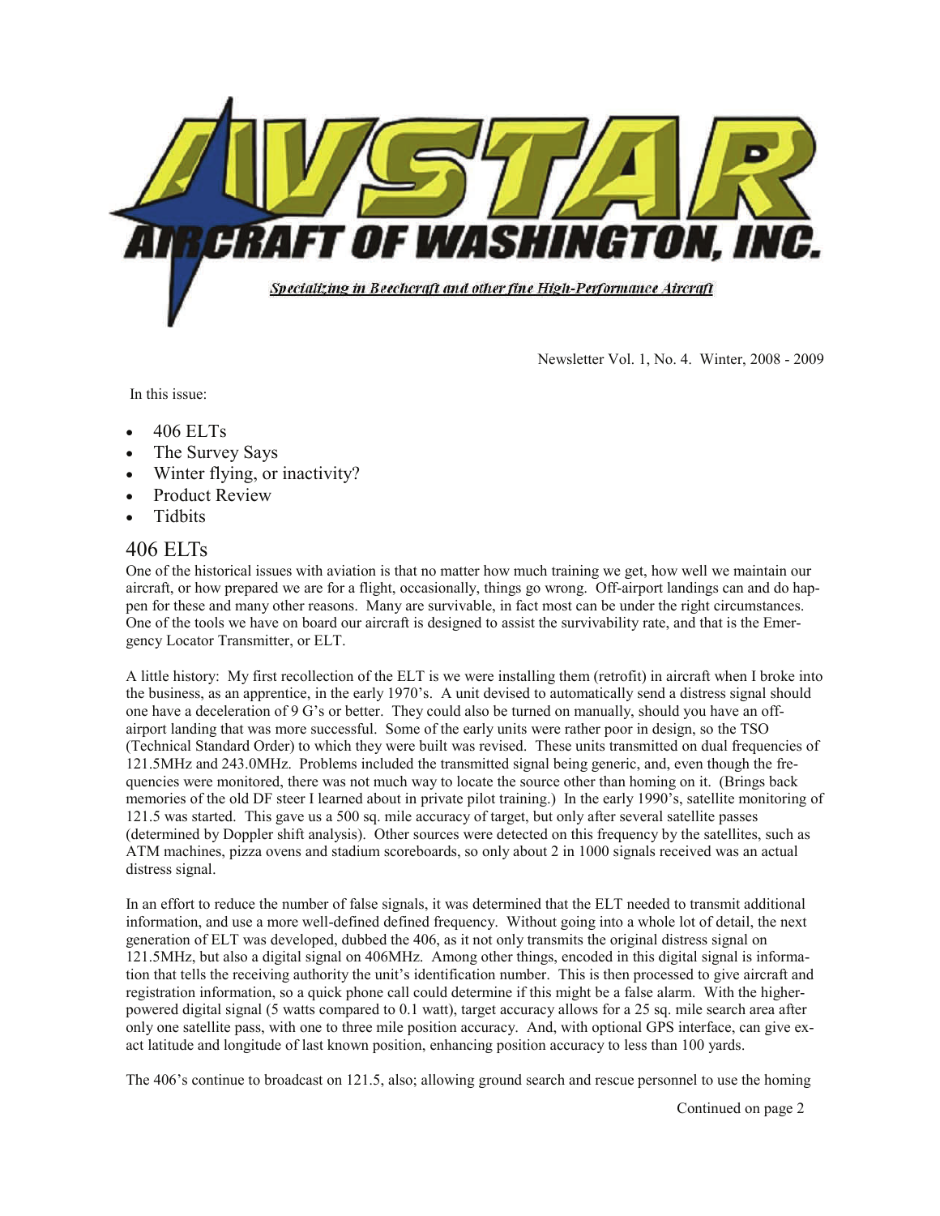# AVSTAR AIRCRAFT OF WASHINGTON, INC.

*Specializing in Beechcraft and other fine High-Performance Aircraft*

Newsletter Vol. 1, No. 4. Winter, 2008 - 2009

In this issue:

- 406 ELTs
- The Survey Says
- Winter flying, or inactivity?
- Product Review
- Tidbits

## 406 ELTs

One of the historical issues with aviation is that no matter how much training we get, how well we maintain our aircraft, or how prepared we are for a flight, occasionally, things go wrong. Off-airport landings can and do happen for these and many other reasons. Many are survivable, in fact most can be under the right circumstances. One of the tools we have on board our aircraft is designed to assist the survivability rate, and that is the Emergency Locator Transmitter, or ELT.

A little history: My first recollection of the ELT is we were installing them (retrofit) in aircraft when I broke into the business, as an apprentice, in the early 1970's. A unit devised to automatically send a distress signal should one have a deceleration of 9 G's or better. They could also be turned on manually, should you have an off-airport landing that was more successful. Some of the early units were rather poor in design, so the TSO (Technical Standard Order) to which they were built was revised. These units transmitted on dual frequencies of 121.5MHz and 243.0MHz. Problems included the transmitted signal being generic, and, even though the frequencies were monitored, there was not much way to locate the source other than homing on it. (Brings back memories of the old DF steer I learned about in private pilot training.) In the early 1990's, satellite monitoring of 121.5 was started. This gave us a 500 sq. mile accuracy of target, but only after several satellite passes (determined by Doppler shift analysis). Other sources were detected on this frequency by the satellites, such as ATM machines, pizza ovens and stadium scoreboards, so only about 2 in 1000 signals received was an actual distress signal.

In an effort to reduce the number of false signals, it was determined that the ELT needed to transmit additional information, and use a more well-defined defined frequency. Without going into a whole lot of detail, the next generation of ELT was developed, dubbed the 406, as it not only transmits the original distress signal on 121.5MHz, but also a digital signal on 406MHz. Among other things, encoded in this digital signal is information that tells the receiving authority the unit's identification number. This is then processed to give aircraft and registration information, so a quick phone call could determine if this might be a false alarm. With the higher-powered digital signal (5 watts compared to 0.1 watt), target accuracy allows for a 25 sq. mile search area after only one satellite pass, with one to three mile position accuracy. And, with optional GPS interface, can give exact latitude and longitude of last known position, enhancing position accuracy to less than 100 yards.

The 406's continue to broadcast on 121.5, also; allowing ground search and rescue personnel to use the homing

Continued on page 2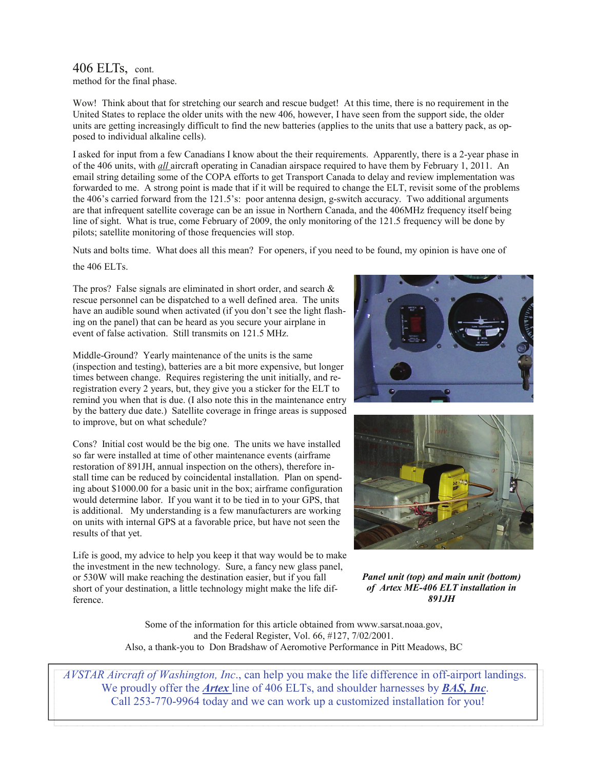406 ELTs, cont.
method for the final phase.

Wow! Think about that for stretching our search and rescue budget! At this time, there is no requirement in the United States to replace the older units with the new 406, however, I have seen from the support side, the older units are getting increasingly difficult to find the new batteries (applies to the units that use a battery pack, as opposed to individual alkaline cells).

I asked for input from a few Canadians I know about the their requirements. Apparently, there is a 2-year phase in of the 406 units, with *all* aircraft operating in Canadian airspace required to have them by February 1, 2011. An email string detailing some of the COPA efforts to get Transport Canada to delay and review implementation was forwarded to me. A strong point is made that if it will be required to change the ELT, revisit some of the problems the 406's carried forward from the 121.5's: poor antenna design, g-switch accuracy. Two additional arguments are that infrequent satellite coverage can be an issue in Northern Canada, and the 406MHz frequency itself being line of sight. What is true, come February of 2009, the only monitoring of the 121.5 frequency will be done by pilots; satellite monitoring of those frequencies will stop.

Nuts and bolts time. What does all this mean? For openers, if you need to be found, my opinion is have one of the 406 ELTs.

The pros? False signals are eliminated in short order, and search & rescue personnel can be dispatched to a well defined area. The units have an audible sound when activated (if you don't see the light flashing on the panel) that can be heard as you secure your airplane in event of false activation. Still transmits on 121.5 MHz.

Middle-Ground? Yearly maintenance of the units is the same (inspection and testing), batteries are a bit more expensive, but longer times between change. Requires registering the unit initially, and re-registration every 2 years, but, they give you a sticker for the ELT to remind you when that is due. (I also note this in the maintenance entry by the battery due date.) Satellite coverage in fringe areas is supposed to improve, but on what schedule?

Cons? Initial cost would be the big one. The units we have installed so far were installed at time of other maintenance events (airframe restoration of 891JH, annual inspection on the others), therefore install time can be reduced by coincidental installation. Plan on spending about $1000.00 for a basic unit in the box; airframe configuration would determine labor. If you want it to be tied in to your GPS, that is additional. My understanding is a few manufacturers are working on units with internal GPS at a favorable price, but have not seen the results of that yet.

Life is good, my advice to help you keep it that way would be to make the investment in the new technology. Sure, a fancy new glass panel, or 530W will make reaching the destination easier, but if you fall short of your destination, a little technology might make the life difference.

***Panel unit (top) and main unit (bottom) of Artex ME-406 ELT installation in 891JH***

Some of the information for this article obtained from www.sarsat.noaa.gov, and the Federal Register, Vol. 66, #127, 7/02/2001.
Also, a thank-you to Don Bradshaw of Aeromotive Performance in Pitt Meadows, BC

*AVSTAR Aircraft of Washington, Inc*., can help you make the life difference in off-airport landings.
We proudly offer the ***Artex*** line of 406 ELTs, and shoulder harnesses by ***BAS, Inc***.
Call 253-770-9964 today and we can work up a customized installation for you!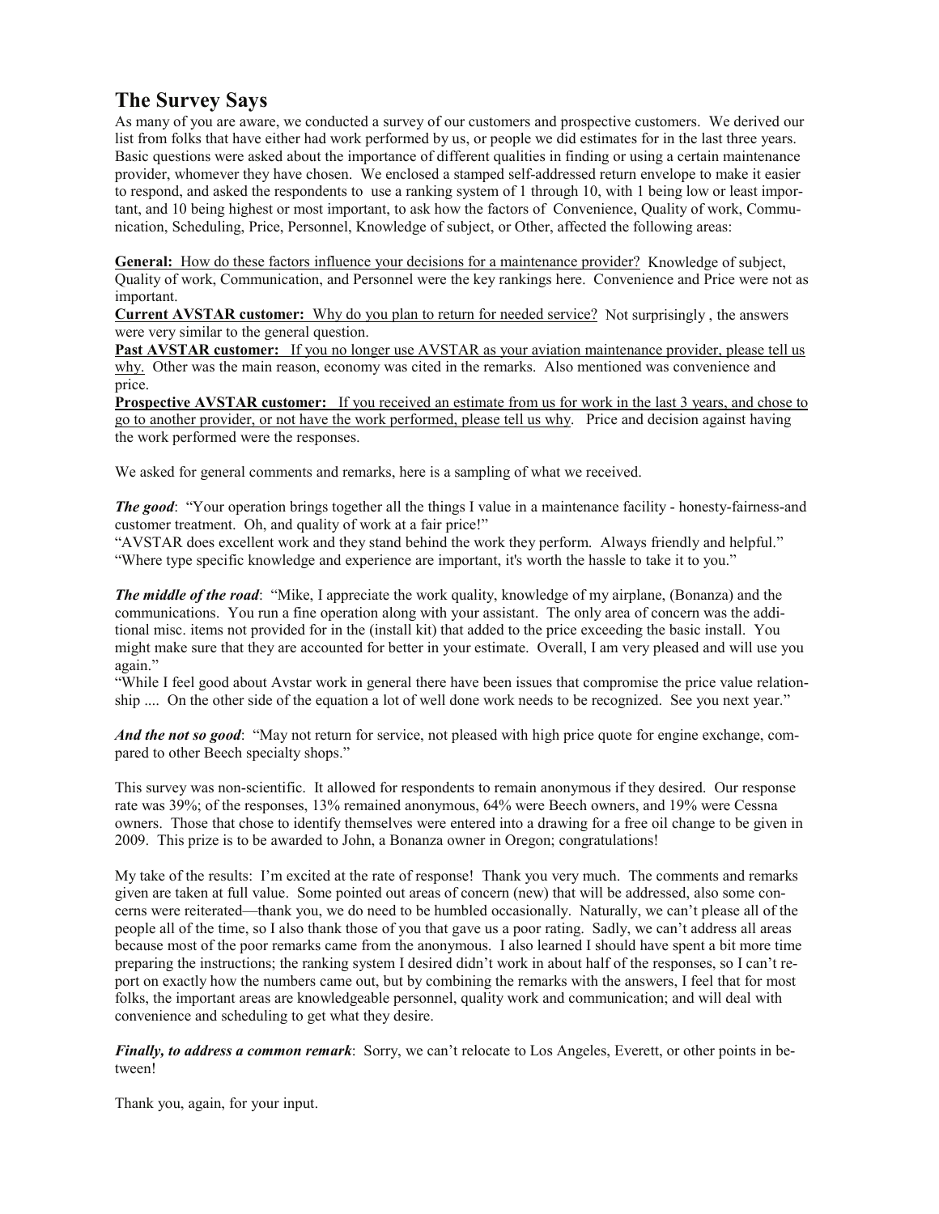## The Survey Says

As many of you are aware, we conducted a survey of our customers and prospective customers. We derived our list from folks that have either had work performed by us, or people we did estimates for in the last three years. Basic questions were asked about the importance of different qualities in finding or using a certain maintenance provider, whomever they have chosen. We enclosed a stamped self-addressed return envelope to make it easier to respond, and asked the respondents to use a ranking system of 1 through 10, with 1 being low or least important, and 10 being highest or most important, to ask how the factors of Convenience, Quality of work, Communication, Scheduling, Price, Personnel, Knowledge of subject, or Other, affected the following areas:

**General:** How do these factors influence your decisions for a maintenance provider? Knowledge of subject, Quality of work, Communication, and Personnel were the key rankings here. Convenience and Price were not as important.

**Current AVSTAR customer:** Why do you plan to return for needed service? Not surprisingly , the answers were very similar to the general question.

**Past AVSTAR customer:** If you no longer use AVSTAR as your aviation maintenance provider, please tell us why. Other was the main reason, economy was cited in the remarks. Also mentioned was convenience and price.

**Prospective AVSTAR customer:** If you received an estimate from us for work in the last 3 years, and chose to go to another provider, or not have the work performed, please tell us why. Price and decision against having the work performed were the responses.

We asked for general comments and remarks, here is a sampling of what we received.

***The good***: "Your operation brings together all the things I value in a maintenance facility - honesty-fairness-and customer treatment. Oh, and quality of work at a fair price!"
"AVSTAR does excellent work and they stand behind the work they perform. Always friendly and helpful."
"Where type specific knowledge and experience are important, it's worth the hassle to take it to you."

***The middle of the road***: "Mike, I appreciate the work quality, knowledge of my airplane, (Bonanza) and the communications. You run a fine operation along with your assistant. The only area of concern was the additional misc. items not provided for in the (install kit) that added to the price exceeding the basic install. You might make sure that they are accounted for better in your estimate. Overall, I am very pleased and will use you again."
"While I feel good about Avstar work in general there have been issues that compromise the price value relationship .... On the other side of the equation a lot of well done work needs to be recognized. See you next year."

***And the not so good***: "May not return for service, not pleased with high price quote for engine exchange, compared to other Beech specialty shops."

This survey was non-scientific. It allowed for respondents to remain anonymous if they desired. Our response rate was 39%; of the responses, 13% remained anonymous, 64% were Beech owners, and 19% were Cessna owners. Those that chose to identify themselves were entered into a drawing for a free oil change to be given in 2009. This prize is to be awarded to John, a Bonanza owner in Oregon; congratulations!

My take of the results: I'm excited at the rate of response! Thank you very much. The comments and remarks given are taken at full value. Some pointed out areas of concern (new) that will be addressed, also some concerns were reiterated—thank you, we do need to be humbled occasionally. Naturally, we can't please all of the people all of the time, so I also thank those of you that gave us a poor rating. Sadly, we can't address all areas because most of the poor remarks came from the anonymous. I also learned I should have spent a bit more time preparing the instructions; the ranking system I desired didn't work in about half of the responses, so I can't report on exactly how the numbers came out, but by combining the remarks with the answers, I feel that for most folks, the important areas are knowledgeable personnel, quality work and communication; and will deal with convenience and scheduling to get what they desire.

***Finally, to address a common remark***: Sorry, we can't relocate to Los Angeles, Everett, or other points in between!

Thank you, again, for your input.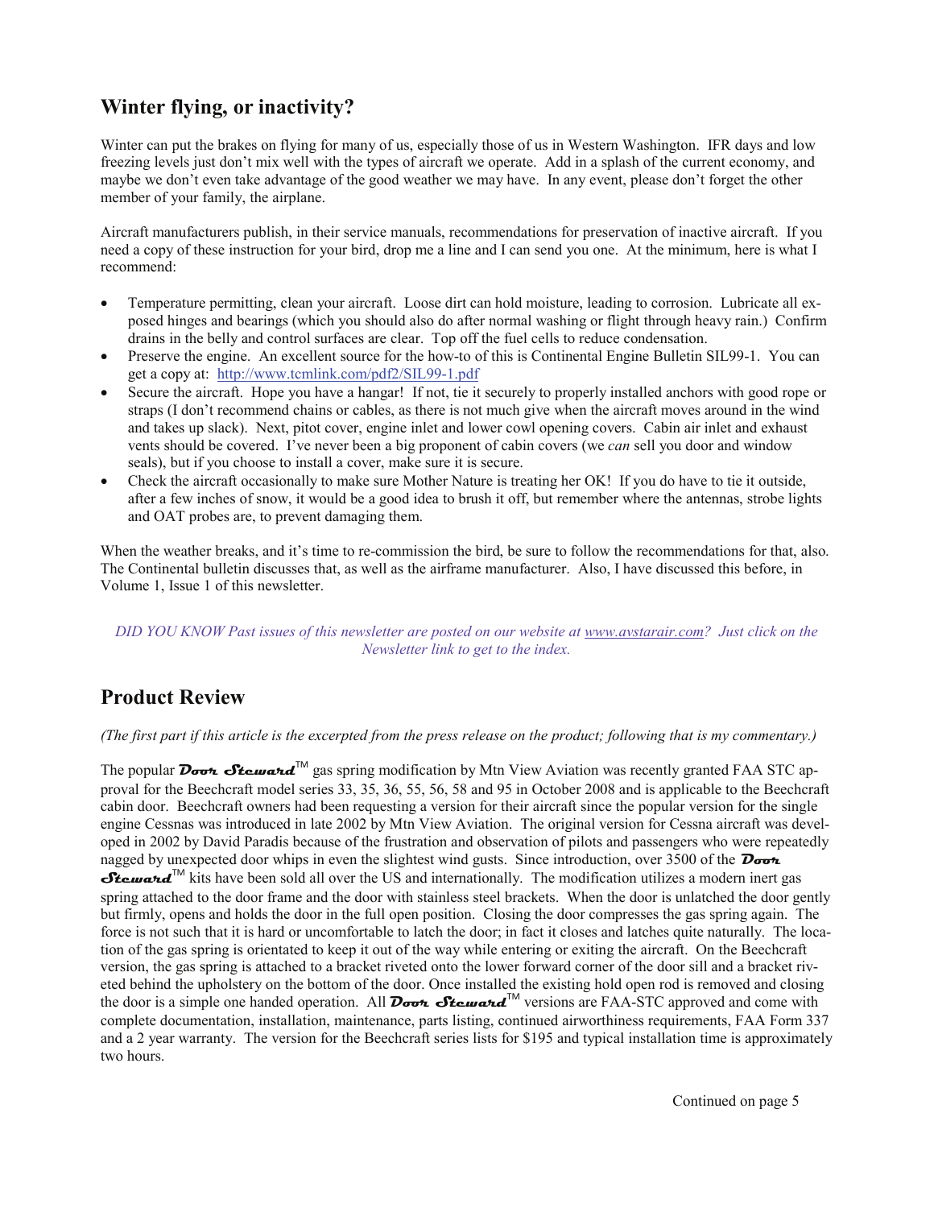## Winter flying, or inactivity?

Winter can put the brakes on flying for many of us, especially those of us in Western Washington. IFR days and low freezing levels just don't mix well with the types of aircraft we operate. Add in a splash of the current economy, and maybe we don't even take advantage of the good weather we may have. In any event, please don't forget the other member of your family, the airplane.

Aircraft manufacturers publish, in their service manuals, recommendations for preservation of inactive aircraft. If you need a copy of these instruction for your bird, drop me a line and I can send you one. At the minimum, here is what I recommend:

- Temperature permitting, clean your aircraft. Loose dirt can hold moisture, leading to corrosion. Lubricate all exposed hinges and bearings (which you should also do after normal washing or flight through heavy rain.) Confirm drains in the belly and control surfaces are clear. Top off the fuel cells to reduce condensation.
- Preserve the engine. An excellent source for the how-to of this is Continental Engine Bulletin SIL99-1. You can get a copy at: http://www.tcmlink.com/pdf2/SIL99-1.pdf
- Secure the aircraft. Hope you have a hangar! If not, tie it securely to properly installed anchors with good rope or straps (I don't recommend chains or cables, as there is not much give when the aircraft moves around in the wind and takes up slack). Next, pitot cover, engine inlet and lower cowl opening covers. Cabin air inlet and exhaust vents should be covered. I've never been a big proponent of cabin covers (we *can* sell you door and window seals), but if you choose to install a cover, make sure it is secure.
- Check the aircraft occasionally to make sure Mother Nature is treating her OK! If you do have to tie it outside, after a few inches of snow, it would be a good idea to brush it off, but remember where the antennas, strobe lights and OAT probes are, to prevent damaging them.

When the weather breaks, and it's time to re-commission the bird, be sure to follow the recommendations for that, also. The Continental bulletin discusses that, as well as the airframe manufacturer. Also, I have discussed this before, in Volume 1, Issue 1 of this newsletter.

*DID YOU KNOW Past issues of this newsletter are posted on our website at www.avstarair.com? Just click on the Newsletter link to get to the index.*

## Product Review

*(The first part if this article is the excerpted from the press release on the product; following that is my commentary.)*

The popular ***Door Steward***™ gas spring modification by Mtn View Aviation was recently granted FAA STC approval for the Beechcraft model series 33, 35, 36, 55, 56, 58 and 95 in October 2008 and is applicable to the Beechcraft cabin door. Beechcraft owners had been requesting a version for their aircraft since the popular version for the single engine Cessnas was introduced in late 2002 by Mtn View Aviation. The original version for Cessna aircraft was developed in 2002 by David Paradis because of the frustration and observation of pilots and passengers who were repeatedly nagged by unexpected door whips in even the slightest wind gusts. Since introduction, over 3500 of the ***Door Steward***™ kits have been sold all over the US and internationally. The modification utilizes a modern inert gas spring attached to the door frame and the door with stainless steel brackets. When the door is unlatched the door gently but firmly, opens and holds the door in the full open position. Closing the door compresses the gas spring again. The force is not such that it is hard or uncomfortable to latch the door; in fact it closes and latches quite naturally. The location of the gas spring is orientated to keep it out of the way while entering or exiting the aircraft. On the Beechcraft version, the gas spring is attached to a bracket riveted onto the lower forward corner of the door sill and a bracket riveted behind the upholstery on the bottom of the door. Once installed the existing hold open rod is removed and closing the door is a simple one handed operation. All ***Door Steward***™ versions are FAA-STC approved and come with complete documentation, installation, maintenance, parts listing, continued airworthiness requirements, FAA Form 337 and a 2 year warranty. The version for the Beechcraft series lists for $195 and typical installation time is approximately two hours.

Continued on page 5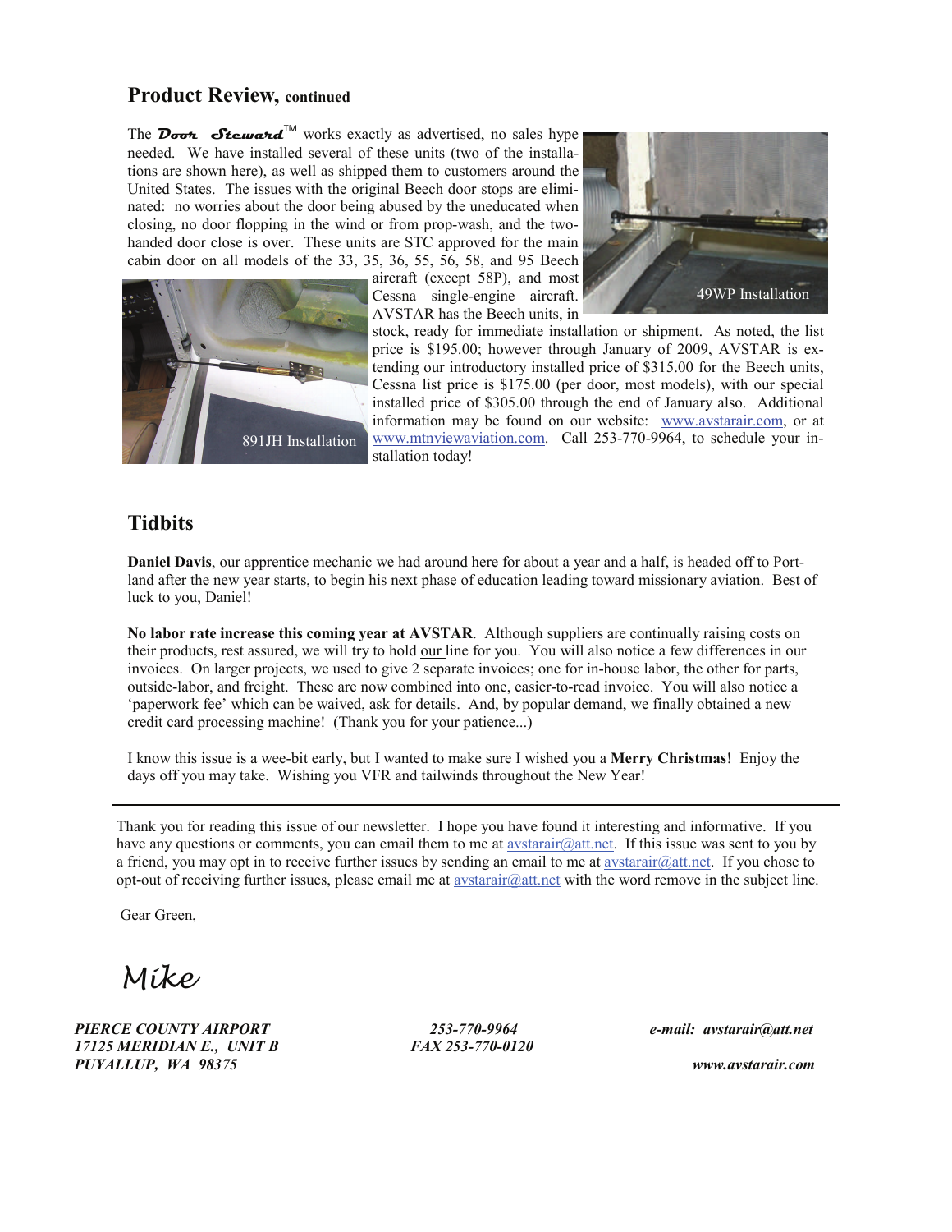## Product Review, continued

The ***Door Steward***™ works exactly as advertised, no sales hype needed. We have installed several of these units (two of the installations are shown here), as well as shipped them to customers around the United States. The issues with the original Beech door stops are eliminated: no worries about the door being abused by the uneducated when closing, no door flopping in the wind or from prop-wash, and the two-handed door close is over. These units are STC approved for the main cabin door on all models of the 33, 35, 36, 55, 56, 58, and 95 Beech aircraft (except 58P), and most Cessna single-engine aircraft. AVSTAR has the Beech units, in stock, ready for immediate installation or shipment. As noted, the list price is $195.00; however through January of 2009, AVSTAR is extending our introductory installed price of $315.00 for the Beech units, Cessna list price is $175.00 (per door, most models), with our special installed price of $305.00 through the end of January also. Additional information may be found on our website: www.avstarair.com, or at www.mtnviewaviation.com. Call 253-770-9964, to schedule your installation today!

49WP Installation

891JH Installation

## Tidbits

**Daniel Davis**, our apprentice mechanic we had around here for about a year and a half, is headed off to Portland after the new year starts, to begin his next phase of education leading toward missionary aviation. Best of luck to you, Daniel!

**No labor rate increase this coming year at AVSTAR**. Although suppliers are continually raising costs on their products, rest assured, we will try to hold our line for you. You will also notice a few differences in our invoices. On larger projects, we used to give 2 separate invoices; one for in-house labor, the other for parts, outside-labor, and freight. These are now combined into one, easier-to-read invoice. You will also notice a 'paperwork fee' which can be waived, ask for details. And, by popular demand, we finally obtained a new credit card processing machine! (Thank you for your patience...)

I know this issue is a wee-bit early, but I wanted to make sure I wished you a **Merry Christmas**! Enjoy the days off you may take. Wishing you VFR and tailwinds throughout the New Year!

---

Thank you for reading this issue of our newsletter. I hope you have found it interesting and informative. If you have any questions or comments, you can email them to me at avstarair@att.net. If this issue was sent to you by a friend, you may opt in to receive further issues by sending an email to me at avstarair@att.net. If you chose to opt-out of receiving further issues, please email me at avstarair@att.net with the word remove in the subject line.

Gear Green,

*Mike*

***PIERCE COUNTY AIRPORT***
***17125 MERIDIAN E., UNIT B***
***PUYALLUP, WA 98375***

***253-770-9964***
***FAX 253-770-0120***

***e-mail: avstarair@att.net***

***www.avstarair.com***